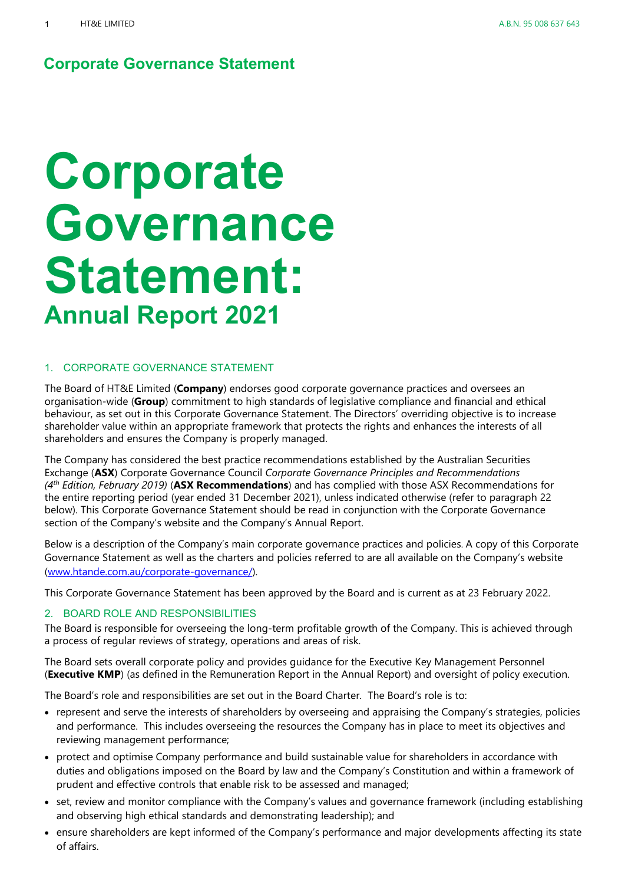## Corporate Governance Statement

# Corporate Governance Statement:

## Annual Report 2021

### 1. CORPORATE GOVERNANCE STATEMENT

The Board of HT&E Limited (**Company**) endorses good corporate governance practices and oversees an organisation-wide (**Group**) commitment to high standards of legislative compliance and financial and ethical behaviour, as set out in this Corporate Governance Statement. The Directors' overriding objective is to increase shareholder value within an appropriate framework that protects the rights and enhances the interests of all shareholders and ensures the Company is properly managed.

The Company has considered the best practice recommendations established by the Australian Securities Exchange (**ASX**) Corporate Governance Council *Corporate Governance Principles and Recommendations (4th Edition, February 2019)* (**ASX Recommendations**) and has complied with those ASX Recommendations for the entire reporting period (year ended 31 December 2021), unless indicated otherwise (refer to paragraph 22 below). This Corporate Governance Statement should be read in conjunction with the Corporate Governance section of the Company's website and the Company's Annual Report.

Below is a description of the Company's main corporate governance practices and policies. A copy of this Corporate Governance Statement as well as the charters and policies referred to are all available on the Company's website (www.htande.com.au/corporate-governance/).

This Corporate Governance Statement has been approved by the Board and is current as at 23 February 2022.

### 2. BOARD ROLE AND RESPONSIBILITIES

The Board is responsible for overseeing the long-term profitable growth of the Company. This is achieved through a process of regular reviews of strategy, operations and areas of risk.

The Board sets overall corporate policy and provides guidance for the Executive Key Management Personnel (**Executive KMP**) (as defined in the Remuneration Report in the Annual Report) and oversight of policy execution.

The Board's role and responsibilities are set out in the Board Charter. The Board's role is to:

- represent and serve the interests of shareholders by overseeing and appraising the Company's strategies, policies and performance. This includes overseeing the resources the Company has in place to meet its objectives and reviewing management performance;
- protect and optimise Company performance and build sustainable value for shareholders in accordance with duties and obligations imposed on the Board by law and the Company's Constitution and within a framework of prudent and effective controls that enable risk to be assessed and managed;
- set, review and monitor compliance with the Company's values and governance framework (including establishing and observing high ethical standards and demonstrating leadership); and
- ensure shareholders are kept informed of the Company's performance and major developments affecting its state of affairs.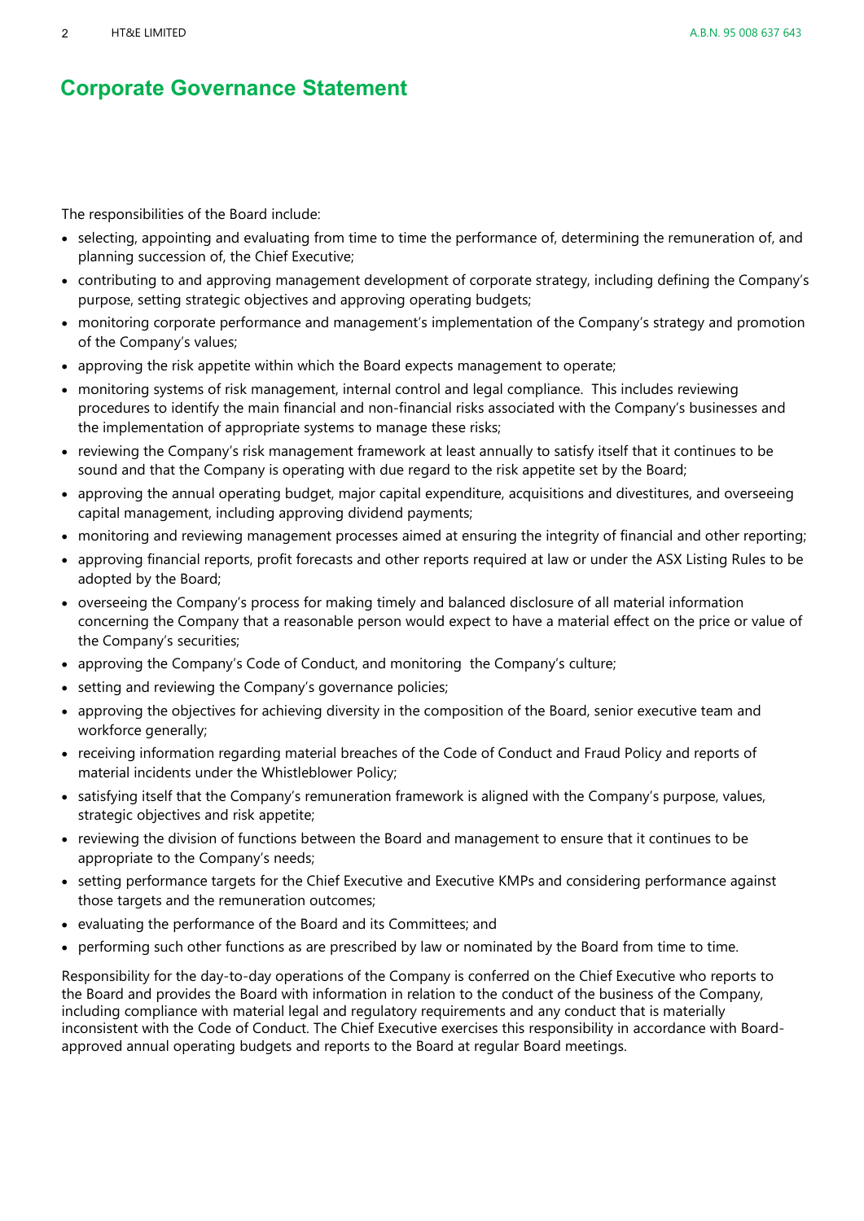# Corporate Governance Statement

The responsibilities of the Board include:

- selecting, appointing and evaluating from time to time the performance of, determining the remuneration of, and planning succession of, the Chief Executive;
- contributing to and approving management development of corporate strategy, including defining the Company's purpose, setting strategic objectives and approving operating budgets;
- monitoring corporate performance and management's implementation of the Company's strategy and promotion of the Company's values;
- approving the risk appetite within which the Board expects management to operate;
- monitoring systems of risk management, internal control and legal compliance. This includes reviewing procedures to identify the main financial and non-financial risks associated with the Company's businesses and the implementation of appropriate systems to manage these risks;
- reviewing the Company's risk management framework at least annually to satisfy itself that it continues to be sound and that the Company is operating with due regard to the risk appetite set by the Board;
- approving the annual operating budget, major capital expenditure, acquisitions and divestitures, and overseeing capital management, including approving dividend payments;
- monitoring and reviewing management processes aimed at ensuring the integrity of financial and other reporting;
- approving financial reports, profit forecasts and other reports required at law or under the ASX Listing Rules to be adopted by the Board;
- overseeing the Company's process for making timely and balanced disclosure of all material information concerning the Company that a reasonable person would expect to have a material effect on the price or value of the Company's securities;
- approving the Company's Code of Conduct, and monitoring the Company's culture;
- setting and reviewing the Company's governance policies;
- approving the objectives for achieving diversity in the composition of the Board, senior executive team and workforce generally;
- receiving information regarding material breaches of the Code of Conduct and Fraud Policy and reports of material incidents under the Whistleblower Policy;
- satisfying itself that the Company's remuneration framework is aligned with the Company's purpose, values, strategic objectives and risk appetite;
- reviewing the division of functions between the Board and management to ensure that it continues to be appropriate to the Company's needs;
- setting performance targets for the Chief Executive and Executive KMPs and considering performance against those targets and the remuneration outcomes;
- evaluating the performance of the Board and its Committees; and
- performing such other functions as are prescribed by law or nominated by the Board from time to time.

Responsibility for the day-to-day operations of the Company is conferred on the Chief Executive who reports to the Board and provides the Board with information in relation to the conduct of the business of the Company, including compliance with material legal and regulatory requirements and any conduct that is materially inconsistent with the Code of Conduct. The Chief Executive exercises this responsibility in accordance with Board-approved annual operating budgets and reports to the Board at regular Board meetings.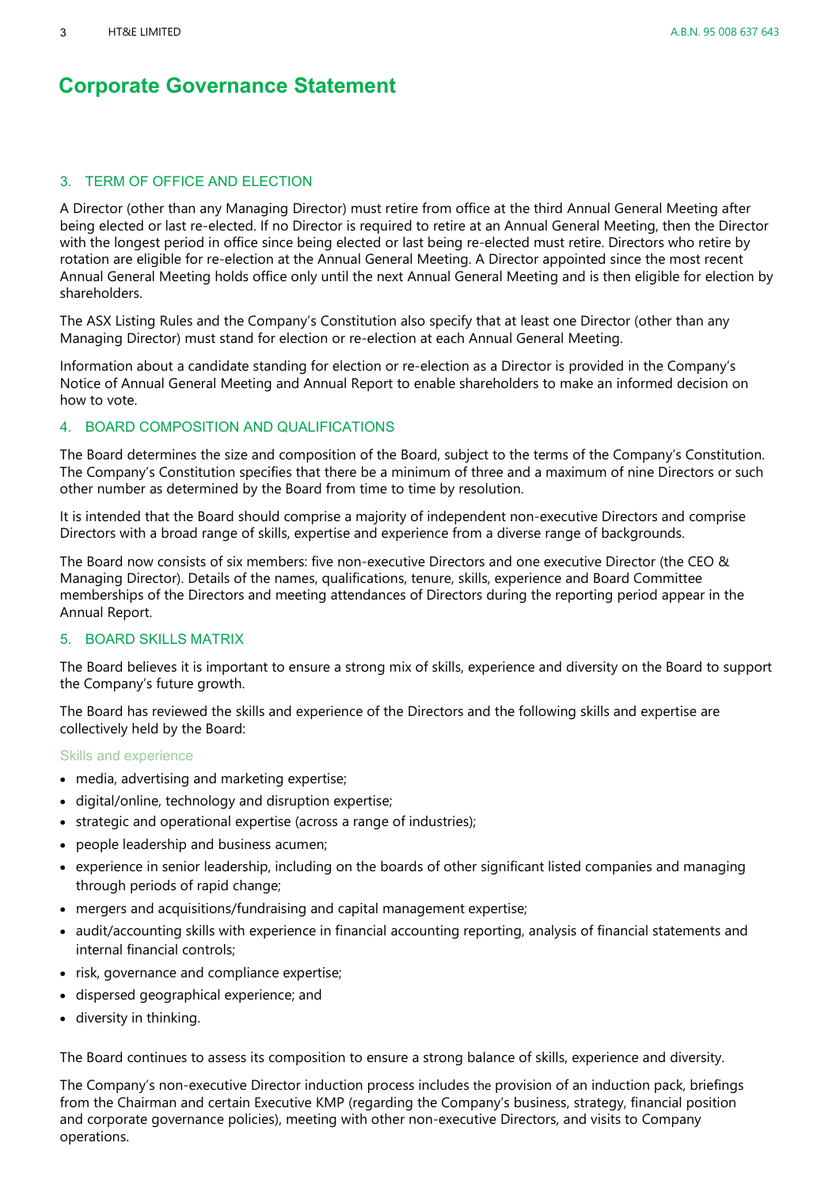# Corporate Governance Statement

## 3. TERM OF OFFICE AND ELECTION

A Director (other than any Managing Director) must retire from office at the third Annual General Meeting after being elected or last re-elected. If no Director is required to retire at an Annual General Meeting, then the Director with the longest period in office since being elected or last being re-elected must retire. Directors who retire by rotation are eligible for re-election at the Annual General Meeting. A Director appointed since the most recent Annual General Meeting holds office only until the next Annual General Meeting and is then eligible for election by shareholders.

The ASX Listing Rules and the Company's Constitution also specify that at least one Director (other than any Managing Director) must stand for election or re-election at each Annual General Meeting.

Information about a candidate standing for election or re-election as a Director is provided in the Company's Notice of Annual General Meeting and Annual Report to enable shareholders to make an informed decision on how to vote.

## 4. BOARD COMPOSITION AND QUALIFICATIONS

The Board determines the size and composition of the Board, subject to the terms of the Company's Constitution. The Company's Constitution specifies that there be a minimum of three and a maximum of nine Directors or such other number as determined by the Board from time to time by resolution.

It is intended that the Board should comprise a majority of independent non-executive Directors and comprise Directors with a broad range of skills, expertise and experience from a diverse range of backgrounds.

The Board now consists of six members: five non-executive Directors and one executive Director (the CEO & Managing Director). Details of the names, qualifications, tenure, skills, experience and Board Committee memberships of the Directors and meeting attendances of Directors during the reporting period appear in the Annual Report.

## 5. BOARD SKILLS MATRIX

The Board believes it is important to ensure a strong mix of skills, experience and diversity on the Board to support the Company's future growth.

The Board has reviewed the skills and experience of the Directors and the following skills and expertise are collectively held by the Board:

### Skills and experience

- media, advertising and marketing expertise;
- digital/online, technology and disruption expertise;
- strategic and operational expertise (across a range of industries);
- people leadership and business acumen;
- experience in senior leadership, including on the boards of other significant listed companies and managing through periods of rapid change;
- mergers and acquisitions/fundraising and capital management expertise;
- audit/accounting skills with experience in financial accounting reporting, analysis of financial statements and internal financial controls;
- risk, governance and compliance expertise;
- dispersed geographical experience; and
- diversity in thinking.

The Board continues to assess its composition to ensure a strong balance of skills, experience and diversity.

The Company's non-executive Director induction process includes the provision of an induction pack, briefings from the Chairman and certain Executive KMP (regarding the Company's business, strategy, financial position and corporate governance policies), meeting with other non-executive Directors, and visits to Company operations.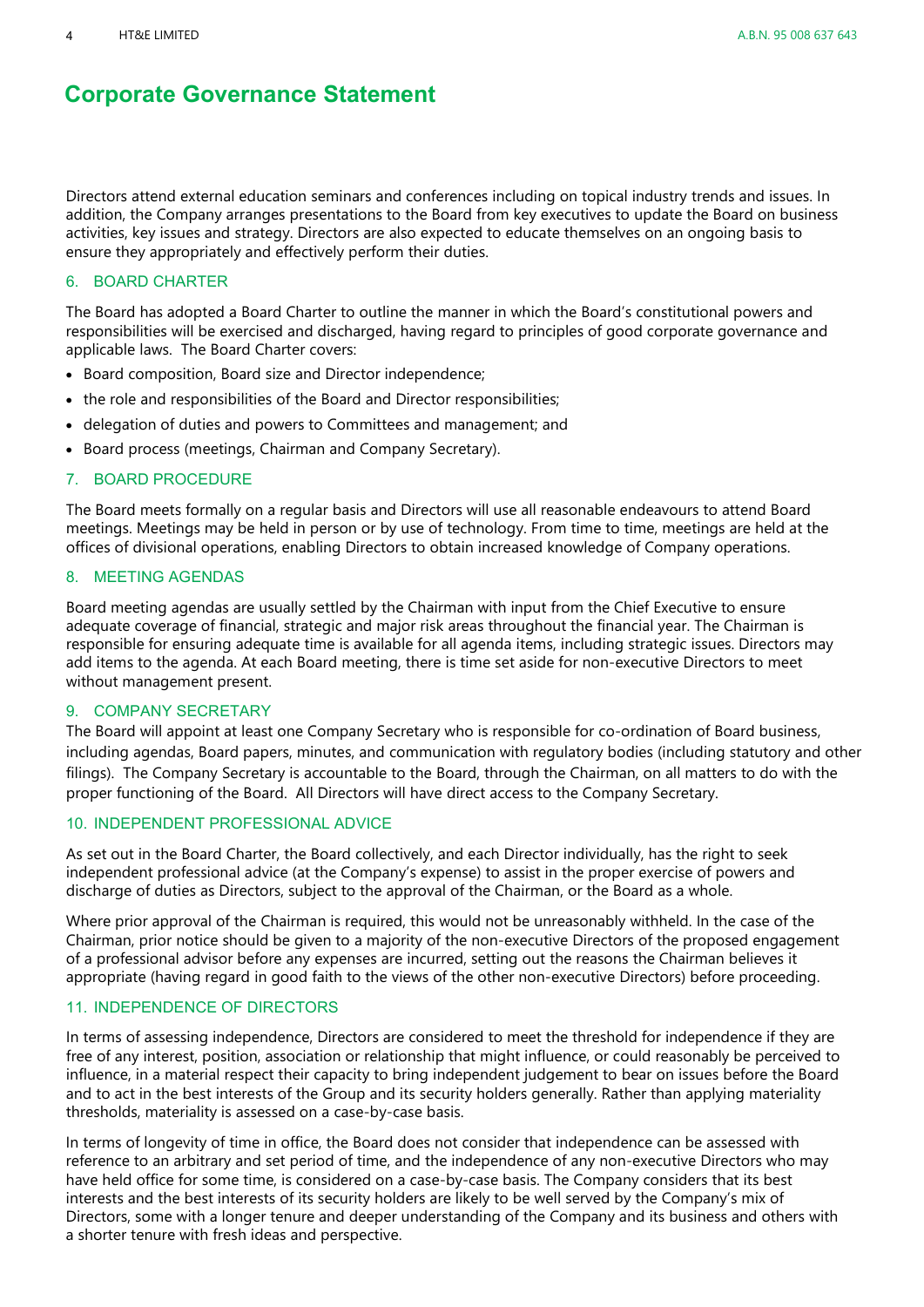# Corporate Governance Statement

Directors attend external education seminars and conferences including on topical industry trends and issues. In addition, the Company arranges presentations to the Board from key executives to update the Board on business activities, key issues and strategy. Directors are also expected to educate themselves on an ongoing basis to ensure they appropriately and effectively perform their duties.

## 6. BOARD CHARTER

The Board has adopted a Board Charter to outline the manner in which the Board's constitutional powers and responsibilities will be exercised and discharged, having regard to principles of good corporate governance and applicable laws. The Board Charter covers:

- Board composition, Board size and Director independence;
- the role and responsibilities of the Board and Director responsibilities;
- delegation of duties and powers to Committees and management; and
- Board process (meetings, Chairman and Company Secretary).

## 7. BOARD PROCEDURE

The Board meets formally on a regular basis and Directors will use all reasonable endeavours to attend Board meetings. Meetings may be held in person or by use of technology. From time to time, meetings are held at the offices of divisional operations, enabling Directors to obtain increased knowledge of Company operations.

## 8. MEETING AGENDAS

Board meeting agendas are usually settled by the Chairman with input from the Chief Executive to ensure adequate coverage of financial, strategic and major risk areas throughout the financial year. The Chairman is responsible for ensuring adequate time is available for all agenda items, including strategic issues. Directors may add items to the agenda. At each Board meeting, there is time set aside for non-executive Directors to meet without management present.

## 9. COMPANY SECRETARY

The Board will appoint at least one Company Secretary who is responsible for co-ordination of Board business, including agendas, Board papers, minutes, and communication with regulatory bodies (including statutory and other filings). The Company Secretary is accountable to the Board, through the Chairman, on all matters to do with the proper functioning of the Board. All Directors will have direct access to the Company Secretary.

## 10. INDEPENDENT PROFESSIONAL ADVICE

As set out in the Board Charter, the Board collectively, and each Director individually, has the right to seek independent professional advice (at the Company's expense) to assist in the proper exercise of powers and discharge of duties as Directors, subject to the approval of the Chairman, or the Board as a whole.

Where prior approval of the Chairman is required, this would not be unreasonably withheld. In the case of the Chairman, prior notice should be given to a majority of the non-executive Directors of the proposed engagement of a professional advisor before any expenses are incurred, setting out the reasons the Chairman believes it appropriate (having regard in good faith to the views of the other non-executive Directors) before proceeding.

## 11. INDEPENDENCE OF DIRECTORS

In terms of assessing independence, Directors are considered to meet the threshold for independence if they are free of any interest, position, association or relationship that might influence, or could reasonably be perceived to influence, in a material respect their capacity to bring independent judgement to bear on issues before the Board and to act in the best interests of the Group and its security holders generally. Rather than applying materiality thresholds, materiality is assessed on a case-by-case basis.

In terms of longevity of time in office, the Board does not consider that independence can be assessed with reference to an arbitrary and set period of time, and the independence of any non-executive Directors who may have held office for some time, is considered on a case-by-case basis. The Company considers that its best interests and the best interests of its security holders are likely to be well served by the Company's mix of Directors, some with a longer tenure and deeper understanding of the Company and its business and others with a shorter tenure with fresh ideas and perspective.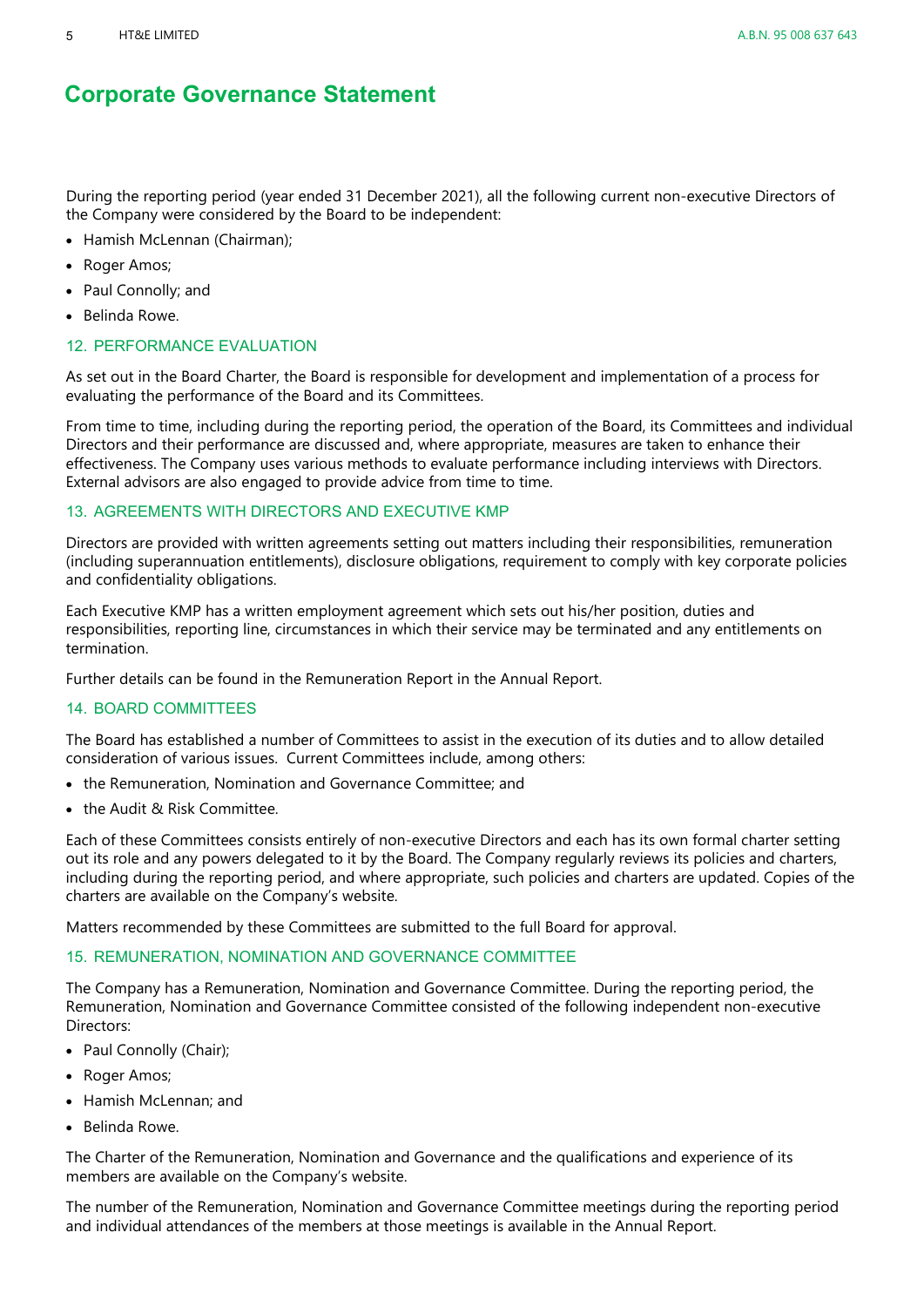# Corporate Governance Statement

During the reporting period (year ended 31 December 2021), all the following current non-executive Directors of the Company were considered by the Board to be independent:

- Hamish McLennan (Chairman);
- Roger Amos;
- Paul Connolly; and
- Belinda Rowe.

## 12. PERFORMANCE EVALUATION

As set out in the Board Charter, the Board is responsible for development and implementation of a process for evaluating the performance of the Board and its Committees.

From time to time, including during the reporting period, the operation of the Board, its Committees and individual Directors and their performance are discussed and, where appropriate, measures are taken to enhance their effectiveness. The Company uses various methods to evaluate performance including interviews with Directors. External advisors are also engaged to provide advice from time to time.

## 13. AGREEMENTS WITH DIRECTORS AND EXECUTIVE KMP

Directors are provided with written agreements setting out matters including their responsibilities, remuneration (including superannuation entitlements), disclosure obligations, requirement to comply with key corporate policies and confidentiality obligations.

Each Executive KMP has a written employment agreement which sets out his/her position, duties and responsibilities, reporting line, circumstances in which their service may be terminated and any entitlements on termination.

Further details can be found in the Remuneration Report in the Annual Report.

## 14. BOARD COMMITTEES

The Board has established a number of Committees to assist in the execution of its duties and to allow detailed consideration of various issues. Current Committees include, among others:

- the Remuneration, Nomination and Governance Committee; and
- the Audit & Risk Committee.

Each of these Committees consists entirely of non-executive Directors and each has its own formal charter setting out its role and any powers delegated to it by the Board. The Company regularly reviews its policies and charters, including during the reporting period, and where appropriate, such policies and charters are updated. Copies of the charters are available on the Company's website.

Matters recommended by these Committees are submitted to the full Board for approval.

## 15. REMUNERATION, NOMINATION AND GOVERNANCE COMMITTEE

The Company has a Remuneration, Nomination and Governance Committee. During the reporting period, the Remuneration, Nomination and Governance Committee consisted of the following independent non-executive Directors:

- Paul Connolly (Chair);
- Roger Amos;
- Hamish McLennan; and
- Belinda Rowe.

The Charter of the Remuneration, Nomination and Governance and the qualifications and experience of its members are available on the Company's website.

The number of the Remuneration, Nomination and Governance Committee meetings during the reporting period and individual attendances of the members at those meetings is available in the Annual Report.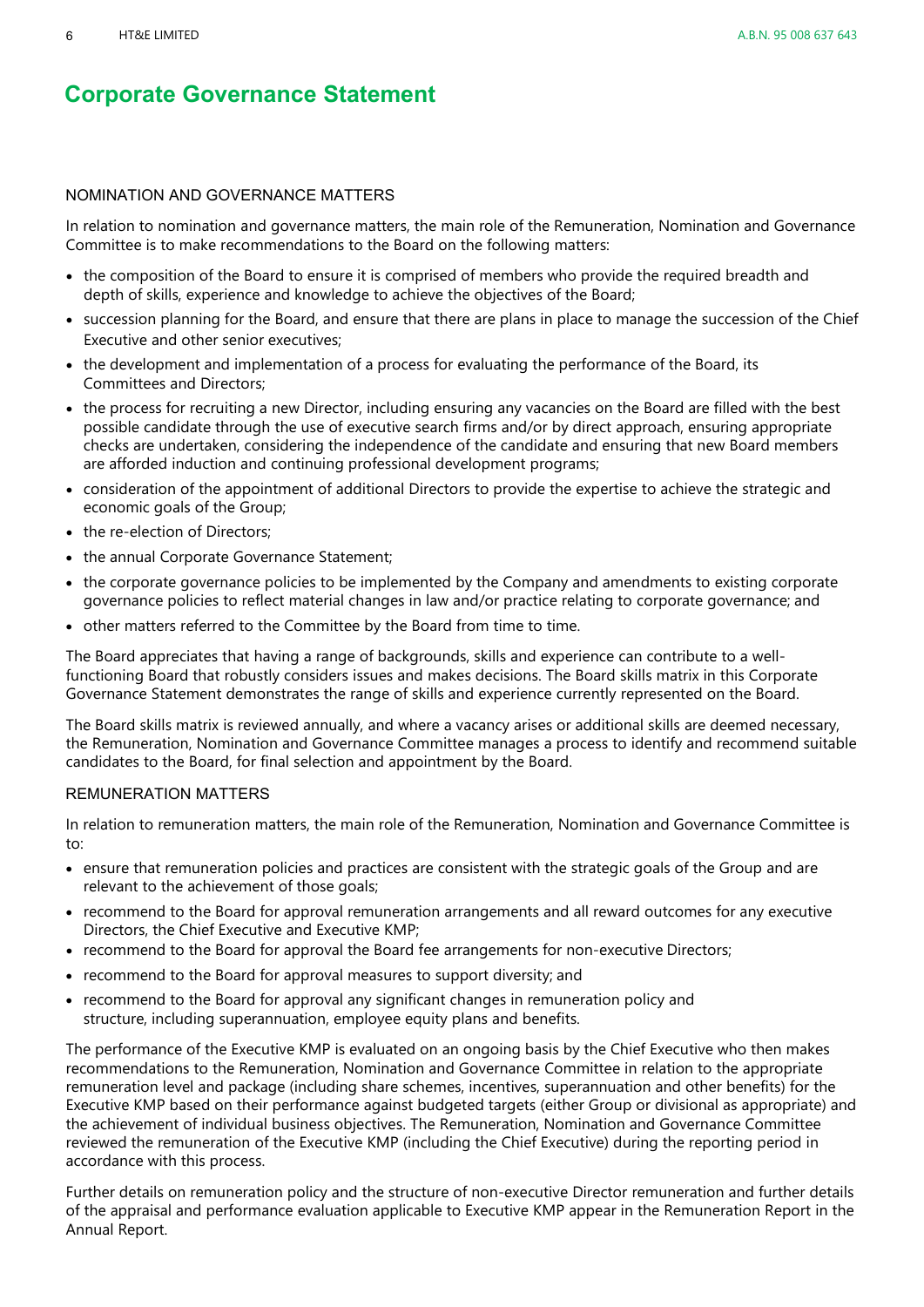# Corporate Governance Statement

## NOMINATION AND GOVERNANCE MATTERS

In relation to nomination and governance matters, the main role of the Remuneration, Nomination and Governance Committee is to make recommendations to the Board on the following matters:

- the composition of the Board to ensure it is comprised of members who provide the required breadth and depth of skills, experience and knowledge to achieve the objectives of the Board;
- succession planning for the Board, and ensure that there are plans in place to manage the succession of the Chief Executive and other senior executives;
- the development and implementation of a process for evaluating the performance of the Board, its Committees and Directors;
- the process for recruiting a new Director, including ensuring any vacancies on the Board are filled with the best possible candidate through the use of executive search firms and/or by direct approach, ensuring appropriate checks are undertaken, considering the independence of the candidate and ensuring that new Board members are afforded induction and continuing professional development programs;
- consideration of the appointment of additional Directors to provide the expertise to achieve the strategic and economic goals of the Group;
- the re-election of Directors;
- the annual Corporate Governance Statement;
- the corporate governance policies to be implemented by the Company and amendments to existing corporate governance policies to reflect material changes in law and/or practice relating to corporate governance; and
- other matters referred to the Committee by the Board from time to time.

The Board appreciates that having a range of backgrounds, skills and experience can contribute to a well-functioning Board that robustly considers issues and makes decisions. The Board skills matrix in this Corporate Governance Statement demonstrates the range of skills and experience currently represented on the Board.

The Board skills matrix is reviewed annually, and where a vacancy arises or additional skills are deemed necessary, the Remuneration, Nomination and Governance Committee manages a process to identify and recommend suitable candidates to the Board, for final selection and appointment by the Board.

## REMUNERATION MATTERS

In relation to remuneration matters, the main role of the Remuneration, Nomination and Governance Committee is to:

- ensure that remuneration policies and practices are consistent with the strategic goals of the Group and are relevant to the achievement of those goals;
- recommend to the Board for approval remuneration arrangements and all reward outcomes for any executive Directors, the Chief Executive and Executive KMP;
- recommend to the Board for approval the Board fee arrangements for non-executive Directors;
- recommend to the Board for approval measures to support diversity; and
- recommend to the Board for approval any significant changes in remuneration policy and structure, including superannuation, employee equity plans and benefits.

The performance of the Executive KMP is evaluated on an ongoing basis by the Chief Executive who then makes recommendations to the Remuneration, Nomination and Governance Committee in relation to the appropriate remuneration level and package (including share schemes, incentives, superannuation and other benefits) for the Executive KMP based on their performance against budgeted targets (either Group or divisional as appropriate) and the achievement of individual business objectives. The Remuneration, Nomination and Governance Committee reviewed the remuneration of the Executive KMP (including the Chief Executive) during the reporting period in accordance with this process.

Further details on remuneration policy and the structure of non-executive Director remuneration and further details of the appraisal and performance evaluation applicable to Executive KMP appear in the Remuneration Report in the Annual Report.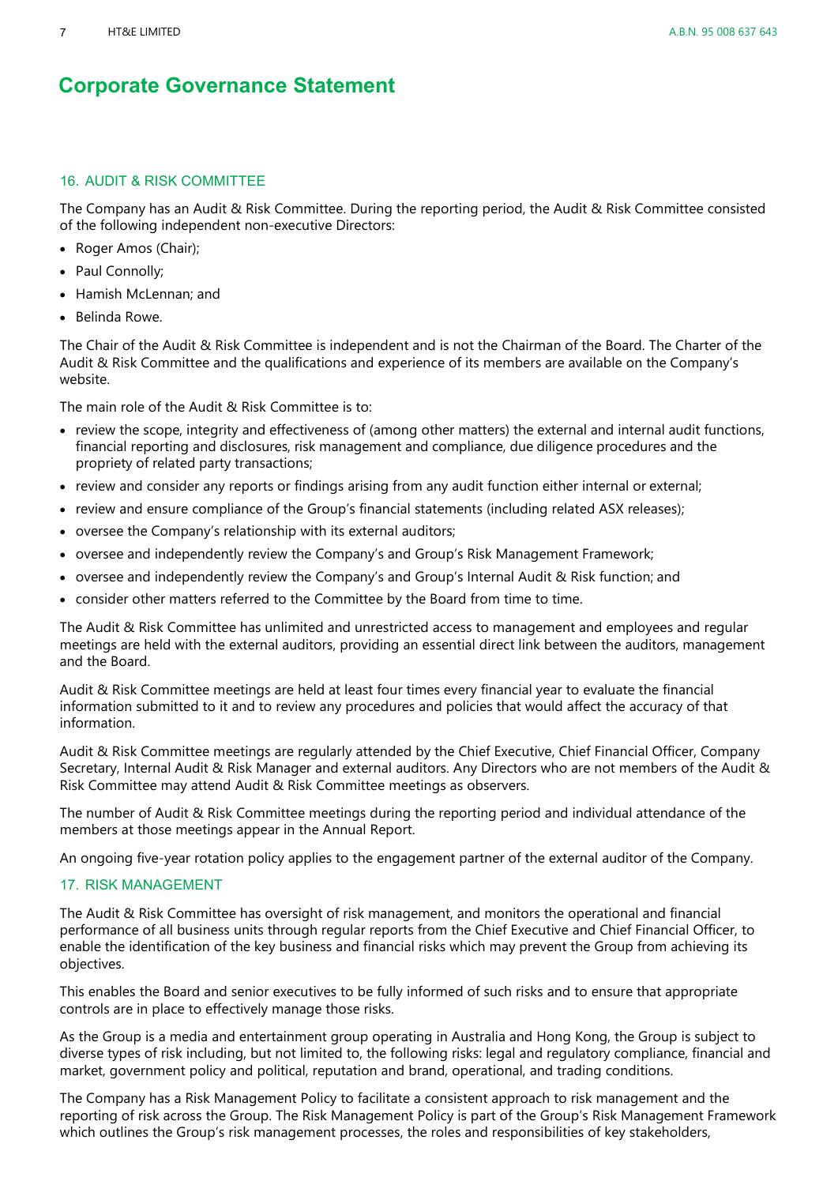# Corporate Governance Statement

## 16. AUDIT & RISK COMMITTEE

The Company has an Audit & Risk Committee. During the reporting period, the Audit & Risk Committee consisted of the following independent non-executive Directors:

- Roger Amos (Chair);
- Paul Connolly;
- Hamish McLennan; and
- Belinda Rowe.

The Chair of the Audit & Risk Committee is independent and is not the Chairman of the Board. The Charter of the Audit & Risk Committee and the qualifications and experience of its members are available on the Company's website.

The main role of the Audit & Risk Committee is to:

- review the scope, integrity and effectiveness of (among other matters) the external and internal audit functions, financial reporting and disclosures, risk management and compliance, due diligence procedures and the propriety of related party transactions;
- review and consider any reports or findings arising from any audit function either internal or external;
- review and ensure compliance of the Group's financial statements (including related ASX releases);
- oversee the Company's relationship with its external auditors;
- oversee and independently review the Company's and Group's Risk Management Framework;
- oversee and independently review the Company's and Group's Internal Audit & Risk function; and
- consider other matters referred to the Committee by the Board from time to time.

The Audit & Risk Committee has unlimited and unrestricted access to management and employees and regular meetings are held with the external auditors, providing an essential direct link between the auditors, management and the Board.

Audit & Risk Committee meetings are held at least four times every financial year to evaluate the financial information submitted to it and to review any procedures and policies that would affect the accuracy of that information.

Audit & Risk Committee meetings are regularly attended by the Chief Executive, Chief Financial Officer, Company Secretary, Internal Audit & Risk Manager and external auditors. Any Directors who are not members of the Audit & Risk Committee may attend Audit & Risk Committee meetings as observers.

The number of Audit & Risk Committee meetings during the reporting period and individual attendance of the members at those meetings appear in the Annual Report.

An ongoing five-year rotation policy applies to the engagement partner of the external auditor of the Company.

## 17. RISK MANAGEMENT

The Audit & Risk Committee has oversight of risk management, and monitors the operational and financial performance of all business units through regular reports from the Chief Executive and Chief Financial Officer, to enable the identification of the key business and financial risks which may prevent the Group from achieving its objectives.

This enables the Board and senior executives to be fully informed of such risks and to ensure that appropriate controls are in place to effectively manage those risks.

As the Group is a media and entertainment group operating in Australia and Hong Kong, the Group is subject to diverse types of risk including, but not limited to, the following risks: legal and regulatory compliance, financial and market, government policy and political, reputation and brand, operational, and trading conditions.

The Company has a Risk Management Policy to facilitate a consistent approach to risk management and the reporting of risk across the Group. The Risk Management Policy is part of the Group's Risk Management Framework which outlines the Group's risk management processes, the roles and responsibilities of key stakeholders,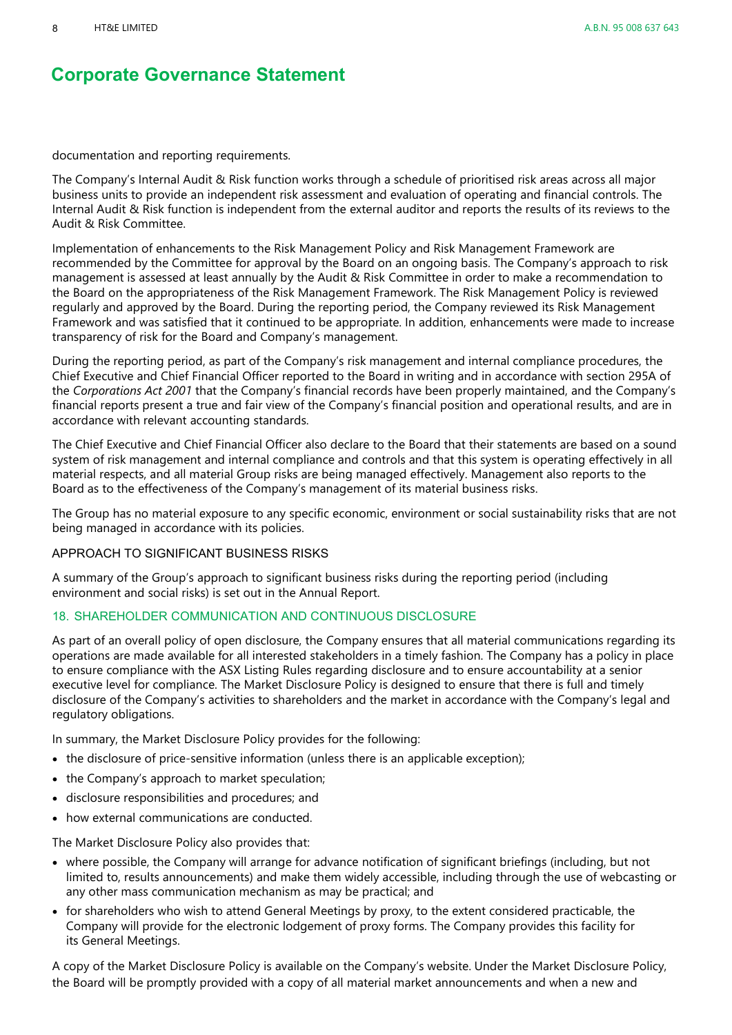# Corporate Governance Statement

documentation and reporting requirements.

The Company's Internal Audit & Risk function works through a schedule of prioritised risk areas across all major business units to provide an independent risk assessment and evaluation of operating and financial controls. The Internal Audit & Risk function is independent from the external auditor and reports the results of its reviews to the Audit & Risk Committee.

Implementation of enhancements to the Risk Management Policy and Risk Management Framework are recommended by the Committee for approval by the Board on an ongoing basis. The Company's approach to risk management is assessed at least annually by the Audit & Risk Committee in order to make a recommendation to the Board on the appropriateness of the Risk Management Framework. The Risk Management Policy is reviewed regularly and approved by the Board. During the reporting period, the Company reviewed its Risk Management Framework and was satisfied that it continued to be appropriate. In addition, enhancements were made to increase transparency of risk for the Board and Company's management.

During the reporting period, as part of the Company's risk management and internal compliance procedures, the Chief Executive and Chief Financial Officer reported to the Board in writing and in accordance with section 295A of the *Corporations Act 2001* that the Company's financial records have been properly maintained, and the Company's financial reports present a true and fair view of the Company's financial position and operational results, and are in accordance with relevant accounting standards.

The Chief Executive and Chief Financial Officer also declare to the Board that their statements are based on a sound system of risk management and internal compliance and controls and that this system is operating effectively in all material respects, and all material Group risks are being managed effectively. Management also reports to the Board as to the effectiveness of the Company's management of its material business risks.

The Group has no material exposure to any specific economic, environment or social sustainability risks that are not being managed in accordance with its policies.

### APPROACH TO SIGNIFICANT BUSINESS RISKS

A summary of the Group's approach to significant business risks during the reporting period (including environment and social risks) is set out in the Annual Report.

## 18. SHAREHOLDER COMMUNICATION AND CONTINUOUS DISCLOSURE

As part of an overall policy of open disclosure, the Company ensures that all material communications regarding its operations are made available for all interested stakeholders in a timely fashion. The Company has a policy in place to ensure compliance with the ASX Listing Rules regarding disclosure and to ensure accountability at a senior executive level for compliance. The Market Disclosure Policy is designed to ensure that there is full and timely disclosure of the Company's activities to shareholders and the market in accordance with the Company's legal and regulatory obligations.

In summary, the Market Disclosure Policy provides for the following:

- the disclosure of price-sensitive information (unless there is an applicable exception);
- the Company's approach to market speculation;
- disclosure responsibilities and procedures; and
- how external communications are conducted.

The Market Disclosure Policy also provides that:

- where possible, the Company will arrange for advance notification of significant briefings (including, but not limited to, results announcements) and make them widely accessible, including through the use of webcasting or any other mass communication mechanism as may be practical; and
- for shareholders who wish to attend General Meetings by proxy, to the extent considered practicable, the Company will provide for the electronic lodgement of proxy forms. The Company provides this facility for its General Meetings.

A copy of the Market Disclosure Policy is available on the Company's website. Under the Market Disclosure Policy, the Board will be promptly provided with a copy of all material market announcements and when a new and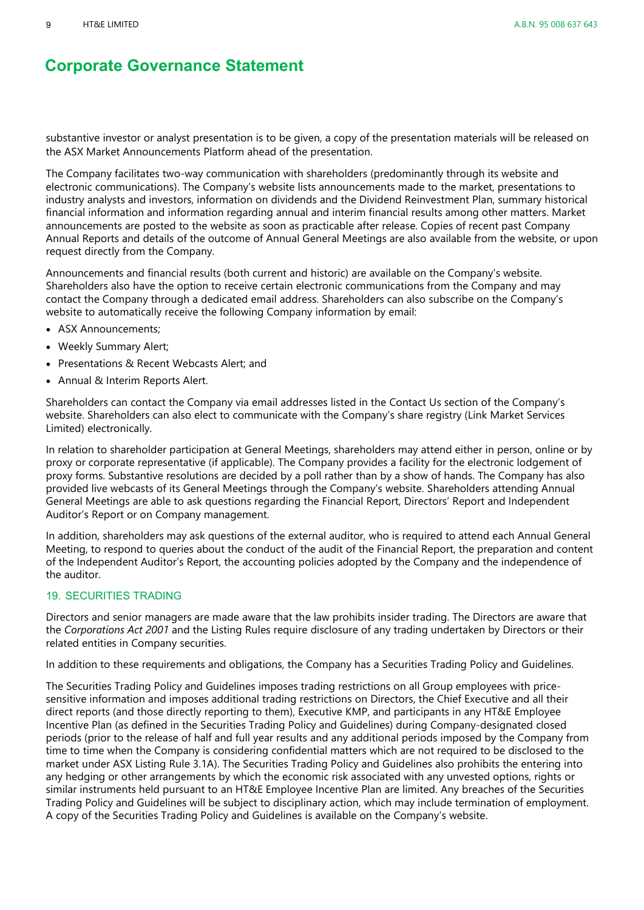# Corporate Governance Statement

substantive investor or analyst presentation is to be given, a copy of the presentation materials will be released on the ASX Market Announcements Platform ahead of the presentation.

The Company facilitates two-way communication with shareholders (predominantly through its website and electronic communications). The Company's website lists announcements made to the market, presentations to industry analysts and investors, information on dividends and the Dividend Reinvestment Plan, summary historical financial information and information regarding annual and interim financial results among other matters. Market announcements are posted to the website as soon as practicable after release. Copies of recent past Company Annual Reports and details of the outcome of Annual General Meetings are also available from the website, or upon request directly from the Company.

Announcements and financial results (both current and historic) are available on the Company's website. Shareholders also have the option to receive certain electronic communications from the Company and may contact the Company through a dedicated email address. Shareholders can also subscribe on the Company's website to automatically receive the following Company information by email:

- ASX Announcements;
- Weekly Summary Alert;
- Presentations & Recent Webcasts Alert; and
- Annual & Interim Reports Alert.

Shareholders can contact the Company via email addresses listed in the Contact Us section of the Company's website. Shareholders can also elect to communicate with the Company's share registry (Link Market Services Limited) electronically.

In relation to shareholder participation at General Meetings, shareholders may attend either in person, online or by proxy or corporate representative (if applicable). The Company provides a facility for the electronic lodgement of proxy forms. Substantive resolutions are decided by a poll rather than by a show of hands. The Company has also provided live webcasts of its General Meetings through the Company's website. Shareholders attending Annual General Meetings are able to ask questions regarding the Financial Report, Directors' Report and Independent Auditor's Report or on Company management.

In addition, shareholders may ask questions of the external auditor, who is required to attend each Annual General Meeting, to respond to queries about the conduct of the audit of the Financial Report, the preparation and content of the Independent Auditor's Report, the accounting policies adopted by the Company and the independence of the auditor.

## 19. SECURITIES TRADING

Directors and senior managers are made aware that the law prohibits insider trading. The Directors are aware that the *Corporations Act 2001* and the Listing Rules require disclosure of any trading undertaken by Directors or their related entities in Company securities.

In addition to these requirements and obligations, the Company has a Securities Trading Policy and Guidelines.

The Securities Trading Policy and Guidelines imposes trading restrictions on all Group employees with price-sensitive information and imposes additional trading restrictions on Directors, the Chief Executive and all their direct reports (and those directly reporting to them), Executive KMP, and participants in any HT&E Employee Incentive Plan (as defined in the Securities Trading Policy and Guidelines) during Company-designated closed periods (prior to the release of half and full year results and any additional periods imposed by the Company from time to time when the Company is considering confidential matters which are not required to be disclosed to the market under ASX Listing Rule 3.1A). The Securities Trading Policy and Guidelines also prohibits the entering into any hedging or other arrangements by which the economic risk associated with any unvested options, rights or similar instruments held pursuant to an HT&E Employee Incentive Plan are limited. Any breaches of the Securities Trading Policy and Guidelines will be subject to disciplinary action, which may include termination of employment. A copy of the Securities Trading Policy and Guidelines is available on the Company's website.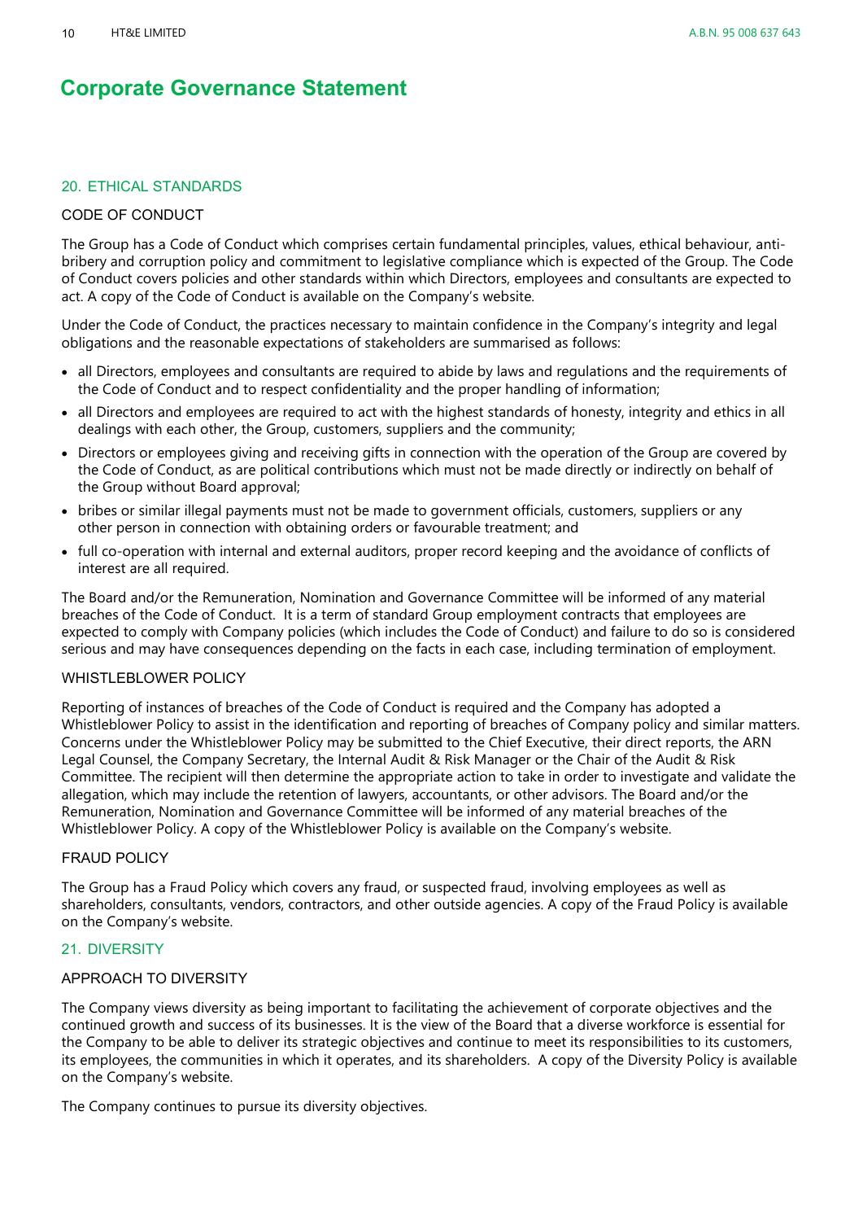# Corporate Governance Statement

## 20. ETHICAL STANDARDS

### CODE OF CONDUCT

The Group has a Code of Conduct which comprises certain fundamental principles, values, ethical behaviour, anti-bribery and corruption policy and commitment to legislative compliance which is expected of the Group. The Code of Conduct covers policies and other standards within which Directors, employees and consultants are expected to act. A copy of the Code of Conduct is available on the Company's website.

Under the Code of Conduct, the practices necessary to maintain confidence in the Company's integrity and legal obligations and the reasonable expectations of stakeholders are summarised as follows:

- all Directors, employees and consultants are required to abide by laws and regulations and the requirements of the Code of Conduct and to respect confidentiality and the proper handling of information;
- all Directors and employees are required to act with the highest standards of honesty, integrity and ethics in all dealings with each other, the Group, customers, suppliers and the community;
- Directors or employees giving and receiving gifts in connection with the operation of the Group are covered by the Code of Conduct, as are political contributions which must not be made directly or indirectly on behalf of the Group without Board approval;
- bribes or similar illegal payments must not be made to government officials, customers, suppliers or any other person in connection with obtaining orders or favourable treatment; and
- full co-operation with internal and external auditors, proper record keeping and the avoidance of conflicts of interest are all required.

The Board and/or the Remuneration, Nomination and Governance Committee will be informed of any material breaches of the Code of Conduct. It is a term of standard Group employment contracts that employees are expected to comply with Company policies (which includes the Code of Conduct) and failure to do so is considered serious and may have consequences depending on the facts in each case, including termination of employment.

### WHISTLEBLOWER POLICY

Reporting of instances of breaches of the Code of Conduct is required and the Company has adopted a Whistleblower Policy to assist in the identification and reporting of breaches of Company policy and similar matters. Concerns under the Whistleblower Policy may be submitted to the Chief Executive, their direct reports, the ARN Legal Counsel, the Company Secretary, the Internal Audit & Risk Manager or the Chair of the Audit & Risk Committee. The recipient will then determine the appropriate action to take in order to investigate and validate the allegation, which may include the retention of lawyers, accountants, or other advisors. The Board and/or the Remuneration, Nomination and Governance Committee will be informed of any material breaches of the Whistleblower Policy. A copy of the Whistleblower Policy is available on the Company's website.

### FRAUD POLICY

The Group has a Fraud Policy which covers any fraud, or suspected fraud, involving employees as well as shareholders, consultants, vendors, contractors, and other outside agencies. A copy of the Fraud Policy is available on the Company's website.

## 21. DIVERSITY

### APPROACH TO DIVERSITY

The Company views diversity as being important to facilitating the achievement of corporate objectives and the continued growth and success of its businesses. It is the view of the Board that a diverse workforce is essential for the Company to be able to deliver its strategic objectives and continue to meet its responsibilities to its customers, its employees, the communities in which it operates, and its shareholders. A copy of the Diversity Policy is available on the Company's website.

The Company continues to pursue its diversity objectives.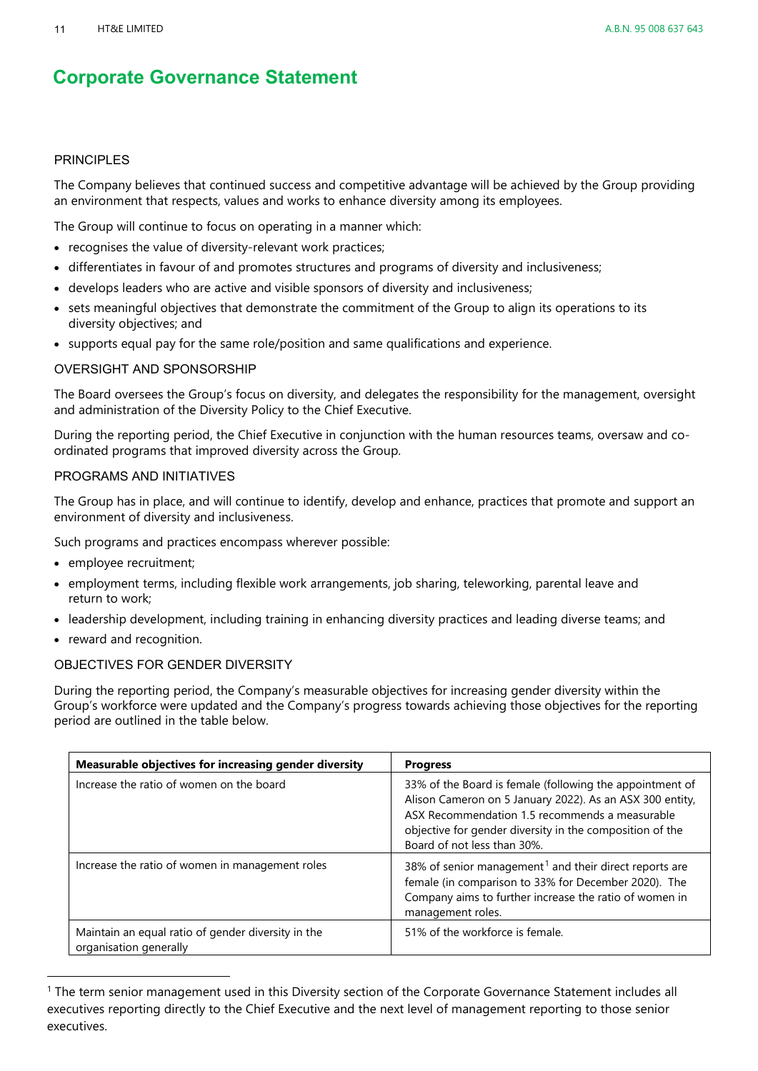# Corporate Governance Statement

## PRINCIPLES

The Company believes that continued success and competitive advantage will be achieved by the Group providing an environment that respects, values and works to enhance diversity among its employees.

The Group will continue to focus on operating in a manner which:

- recognises the value of diversity-relevant work practices;
- differentiates in favour of and promotes structures and programs of diversity and inclusiveness;
- develops leaders who are active and visible sponsors of diversity and inclusiveness;
- sets meaningful objectives that demonstrate the commitment of the Group to align its operations to its diversity objectives; and
- supports equal pay for the same role/position and same qualifications and experience.

## OVERSIGHT AND SPONSORSHIP

The Board oversees the Group's focus on diversity, and delegates the responsibility for the management, oversight and administration of the Diversity Policy to the Chief Executive.

During the reporting period, the Chief Executive in conjunction with the human resources teams, oversaw and co-ordinated programs that improved diversity across the Group.

## PROGRAMS AND INITIATIVES

The Group has in place, and will continue to identify, develop and enhance, practices that promote and support an environment of diversity and inclusiveness.

Such programs and practices encompass wherever possible:

- employee recruitment;
- employment terms, including flexible work arrangements, job sharing, teleworking, parental leave and return to work;
- leadership development, including training in enhancing diversity practices and leading diverse teams; and
- reward and recognition.

## OBJECTIVES FOR GENDER DIVERSITY

During the reporting period, the Company's measurable objectives for increasing gender diversity within the Group's workforce were updated and the Company's progress towards achieving those objectives for the reporting period are outlined in the table below.

| Measurable objectives for increasing gender diversity | Progress |
|---|---|
| Increase the ratio of women on the board | 33% of the Board is female (following the appointment of Alison Cameron on 5 January 2022). As an ASX 300 entity, ASX Recommendation 1.5 recommends a measurable objective for gender diversity in the composition of the Board of not less than 30%. |
| Increase the ratio of women in management roles | 38% of senior management[1] and their direct reports are female (in comparison to 33% for December 2020). The Company aims to further increase the ratio of women in management roles. |
| Maintain an equal ratio of gender diversity in the organisation generally | 51% of the workforce is female. |

[1] The term senior management used in this Diversity section of the Corporate Governance Statement includes all executives reporting directly to the Chief Executive and the next level of management reporting to those senior executives.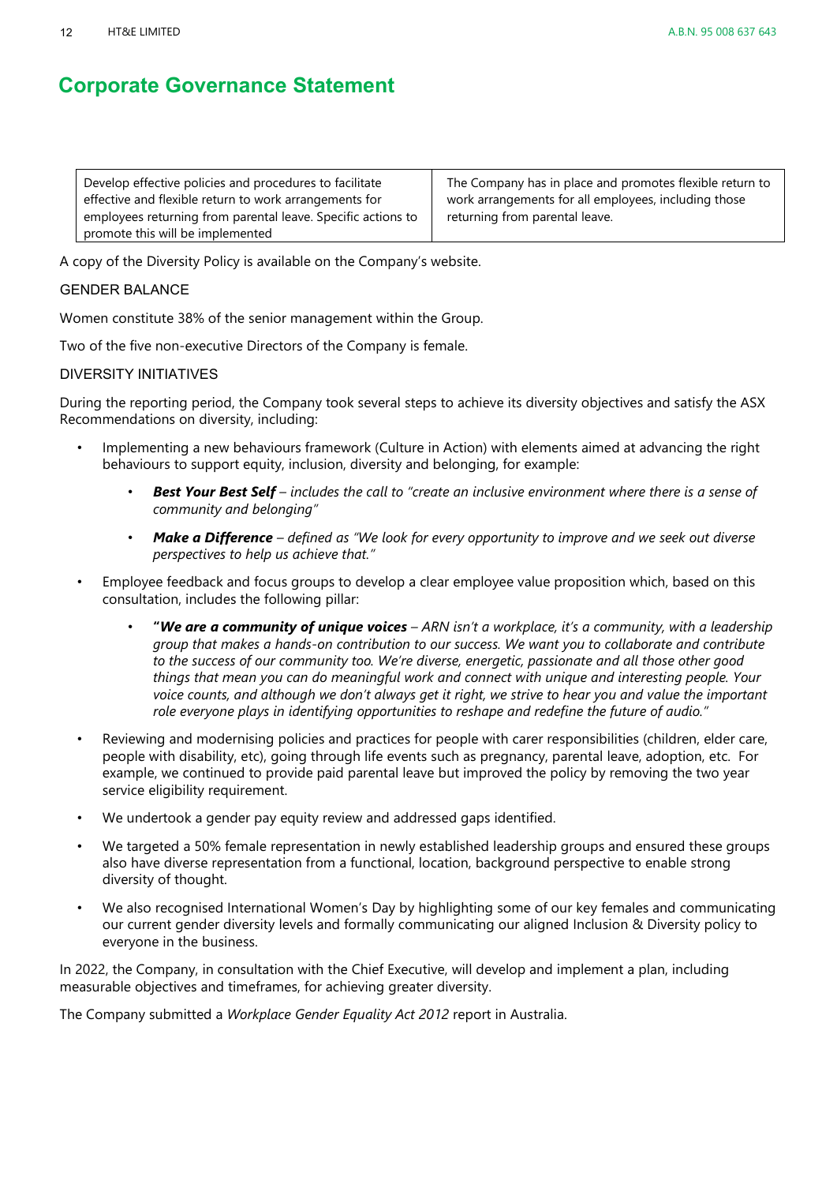# Corporate Governance Statement

| Develop effective policies and procedures to facilitate effective and flexible return to work arrangements for employees returning from parental leave. Specific actions to promote this will be implemented | The Company has in place and promotes flexible return to work arrangements for all employees, including those returning from parental leave. |
|---|---|

A copy of the Diversity Policy is available on the Company's website.

GENDER BALANCE

Women constitute 38% of the senior management within the Group.

Two of the five non-executive Directors of the Company is female.

DIVERSITY INITIATIVES

During the reporting period, the Company took several steps to achieve its diversity objectives and satisfy the ASX Recommendations on diversity, including:

- Implementing a new behaviours framework (Culture in Action) with elements aimed at advancing the right behaviours to support equity, inclusion, diversity and belonging, for example:
  - ***Best Your Best Self*** *– includes the call to "create an inclusive environment where there is a sense of community and belonging"*
  - ***Make a Difference*** *– defined as "We look for every opportunity to improve and we seek out diverse perspectives to help us achieve that."*
- Employee feedback and focus groups to develop a clear employee value proposition which, based on this consultation, includes the following pillar:
  - ***"We are a community of unique voices*** *– ARN isn't a workplace, it's a community, with a leadership group that makes a hands-on contribution to our success. We want you to collaborate and contribute to the success of our community too. We're diverse, energetic, passionate and all those other good things that mean you can do meaningful work and connect with unique and interesting people. Your voice counts, and although we don't always get it right, we strive to hear you and value the important role everyone plays in identifying opportunities to reshape and redefine the future of audio."*
- Reviewing and modernising policies and practices for people with carer responsibilities (children, elder care, people with disability, etc), going through life events such as pregnancy, parental leave, adoption, etc. For example, we continued to provide paid parental leave but improved the policy by removing the two year service eligibility requirement.
- We undertook a gender pay equity review and addressed gaps identified.
- We targeted a 50% female representation in newly established leadership groups and ensured these groups also have diverse representation from a functional, location, background perspective to enable strong diversity of thought.
- We also recognised International Women's Day by highlighting some of our key females and communicating our current gender diversity levels and formally communicating our aligned Inclusion & Diversity policy to everyone in the business.

In 2022, the Company, in consultation with the Chief Executive, will develop and implement a plan, including measurable objectives and timeframes, for achieving greater diversity.

The Company submitted a *Workplace Gender Equality Act 2012* report in Australia.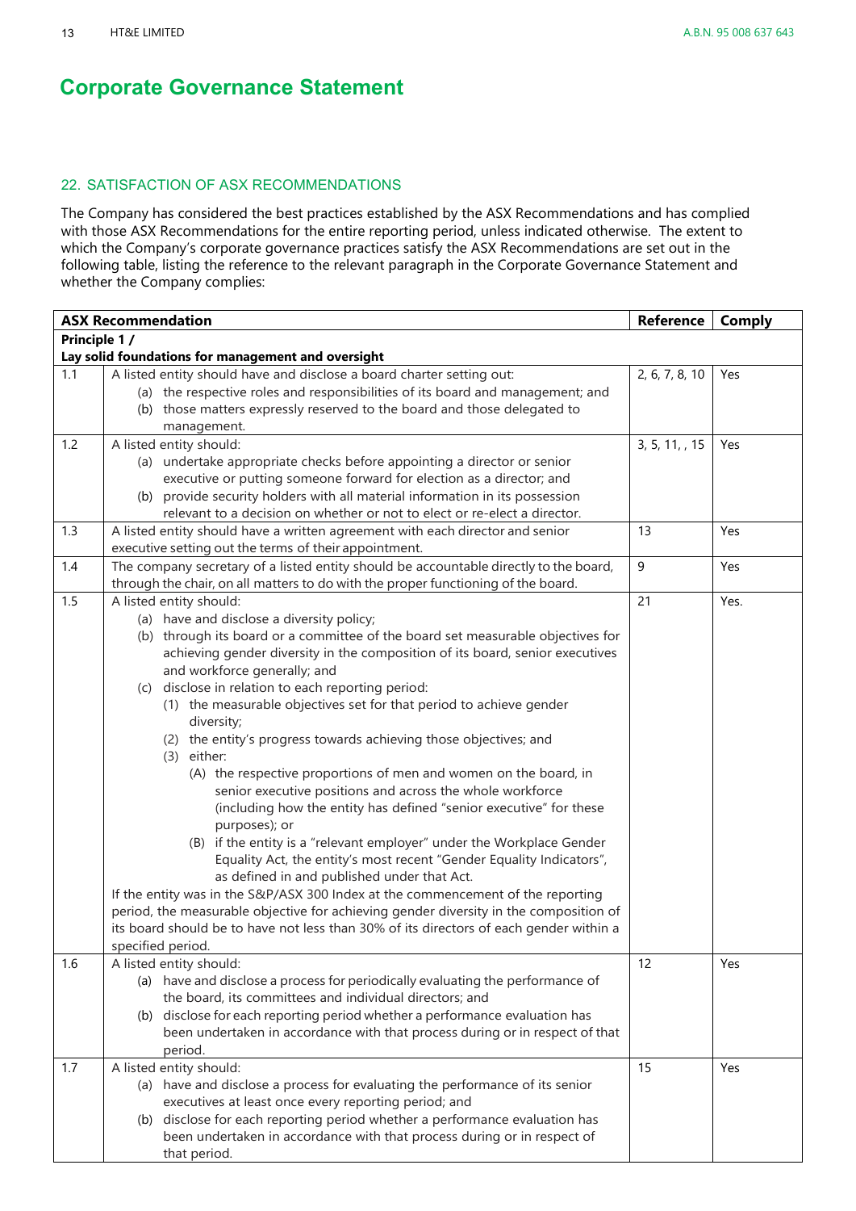# Corporate Governance Statement

## 22. SATISFACTION OF ASX RECOMMENDATIONS

The Company has considered the best practices established by the ASX Recommendations and has complied with those ASX Recommendations for the entire reporting period, unless indicated otherwise. The extent to which the Company's corporate governance practices satisfy the ASX Recommendations are set out in the following table, listing the reference to the relevant paragraph in the Corporate Governance Statement and whether the Company complies:

| ASX Recommendation | | Reference | Comply |
|---|---|---|---|
| **Principle 1 / Lay solid foundations for management and oversight** | | | |
| 1.1 | A listed entity should have and disclose a board charter setting out:<br>(a) the respective roles and responsibilities of its board and management; and<br>(b) those matters expressly reserved to the board and those delegated to management. | 2, 6, 7, 8, 10 | Yes |
| 1.2 | A listed entity should:<br>(a) undertake appropriate checks before appointing a director or senior executive or putting someone forward for election as a director; and<br>(b) provide security holders with all material information in its possession relevant to a decision on whether or not to elect or re-elect a director. | 3, 5, 11, , 15 | Yes |
| 1.3 | A listed entity should have a written agreement with each director and senior executive setting out the terms of their appointment. | 13 | Yes |
| 1.4 | The company secretary of a listed entity should be accountable directly to the board, through the chair, on all matters to do with the proper functioning of the board. | 9 | Yes |
| 1.5 | A listed entity should:<br>(a) have and disclose a diversity policy;<br>(b) through its board or a committee of the board set measurable objectives for achieving gender diversity in the composition of its board, senior executives and workforce generally; and<br>(c) disclose in relation to each reporting period:<br>(1) the measurable objectives set for that period to achieve gender diversity;<br>(2) the entity's progress towards achieving those objectives; and<br>(3) either:<br>(A) the respective proportions of men and women on the board, in senior executive positions and across the whole workforce (including how the entity has defined "senior executive" for these purposes); or<br>(B) if the entity is a "relevant employer" under the Workplace Gender Equality Act, the entity's most recent "Gender Equality Indicators", as defined in and published under that Act.<br>If the entity was in the S&P/ASX 300 Index at the commencement of the reporting period, the measurable objective for achieving gender diversity in the composition of its board should be to have not less than 30% of its directors of each gender within a specified period. | 21 | Yes. |
| 1.6 | A listed entity should:<br>(a) have and disclose a process for periodically evaluating the performance of the board, its committees and individual directors; and<br>(b) disclose for each reporting period whether a performance evaluation has been undertaken in accordance with that process during or in respect of that period. | 12 | Yes |
| 1.7 | A listed entity should:<br>(a) have and disclose a process for evaluating the performance of its senior executives at least once every reporting period; and<br>(b) disclose for each reporting period whether a performance evaluation has been undertaken in accordance with that process during or in respect of that period. | 15 | Yes |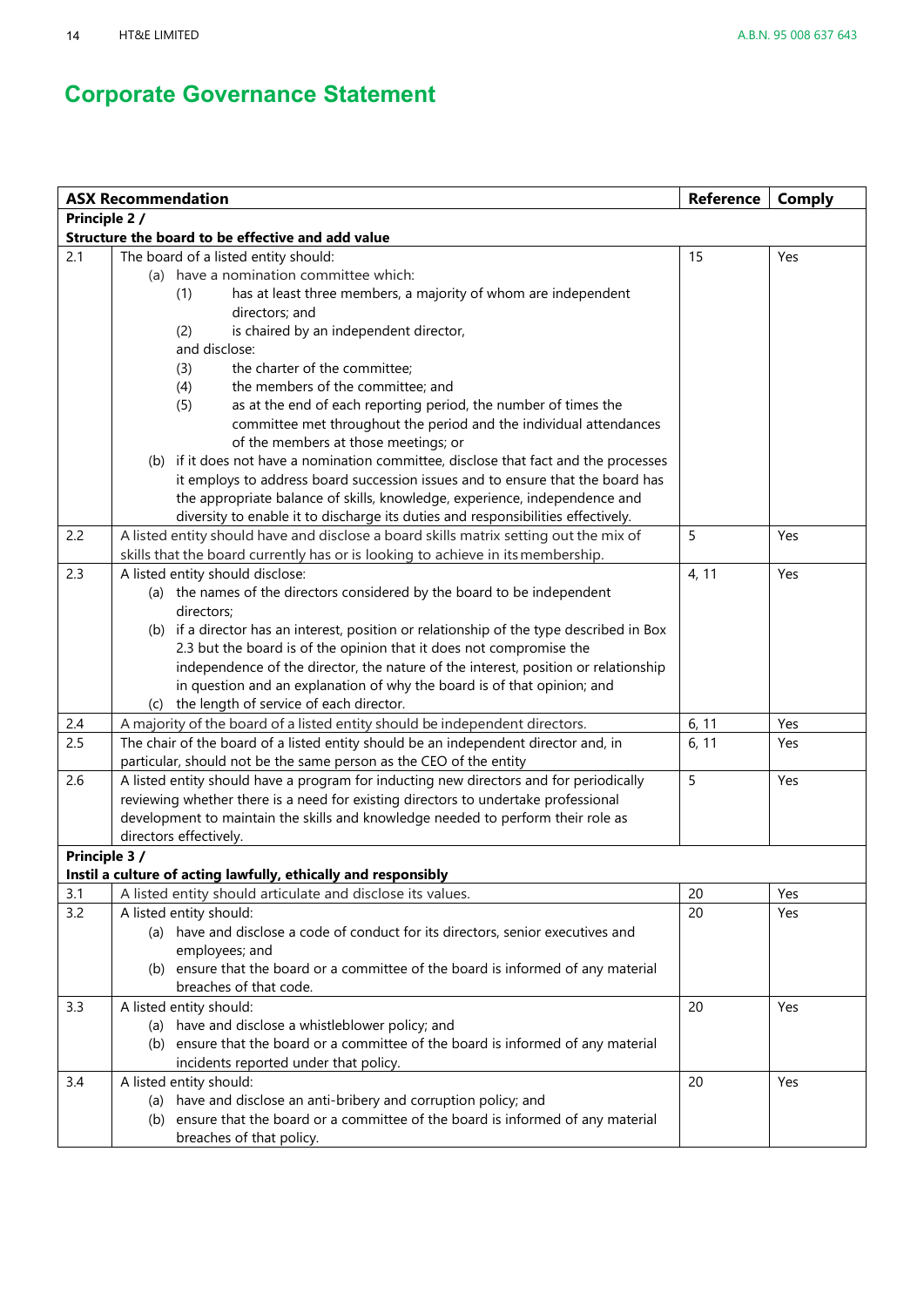# Corporate Governance Statement

| ASX Recommendation | | Reference | Comply |
|---|---|---|---|
| **Principle 2 / Structure the board to be effective and add value** | | | |
| 2.1 | The board of a listed entity should:<br>(a) have a nomination committee which:<br>(1) has at least three members, a majority of whom are independent directors; and<br>(2) is chaired by an independent director,<br>and disclose:<br>(3) the charter of the committee;<br>(4) the members of the committee; and<br>(5) as at the end of each reporting period, the number of times the committee met throughout the period and the individual attendances of the members at those meetings; or<br>(b) if it does not have a nomination committee, disclose that fact and the processes it employs to address board succession issues and to ensure that the board has the appropriate balance of skills, knowledge, experience, independence and diversity to enable it to discharge its duties and responsibilities effectively. | 15 | Yes |
| 2.2 | A listed entity should have and disclose a board skills matrix setting out the mix of skills that the board currently has or is looking to achieve in its membership. | 5 | Yes |
| 2.3 | A listed entity should disclose:<br>(a) the names of the directors considered by the board to be independent directors;<br>(b) if a director has an interest, position or relationship of the type described in Box 2.3 but the board is of the opinion that it does not compromise the independence of the director, the nature of the interest, position or relationship in question and an explanation of why the board is of that opinion; and<br>(c) the length of service of each director. | 4, 11 | Yes |
| 2.4 | A majority of the board of a listed entity should be independent directors. | 6, 11 | Yes |
| 2.5 | The chair of the board of a listed entity should be an independent director and, in particular, should not be the same person as the CEO of the entity | 6, 11 | Yes |
| 2.6 | A listed entity should have a program for inducting new directors and for periodically reviewing whether there is a need for existing directors to undertake professional development to maintain the skills and knowledge needed to perform their role as directors effectively. | 5 | Yes |
| **Principle 3 / Instil a culture of acting lawfully, ethically and responsibly** | | | |
| 3.1 | A listed entity should articulate and disclose its values. | 20 | Yes |
| 3.2 | A listed entity should:<br>(a) have and disclose a code of conduct for its directors, senior executives and employees; and<br>(b) ensure that the board or a committee of the board is informed of any material breaches of that code. | 20 | Yes |
| 3.3 | A listed entity should:<br>(a) have and disclose a whistleblower policy; and<br>(b) ensure that the board or a committee of the board is informed of any material incidents reported under that policy. | 20 | Yes |
| 3.4 | A listed entity should:<br>(a) have and disclose an anti-bribery and corruption policy; and<br>(b) ensure that the board or a committee of the board is informed of any material breaches of that policy. | 20 | Yes |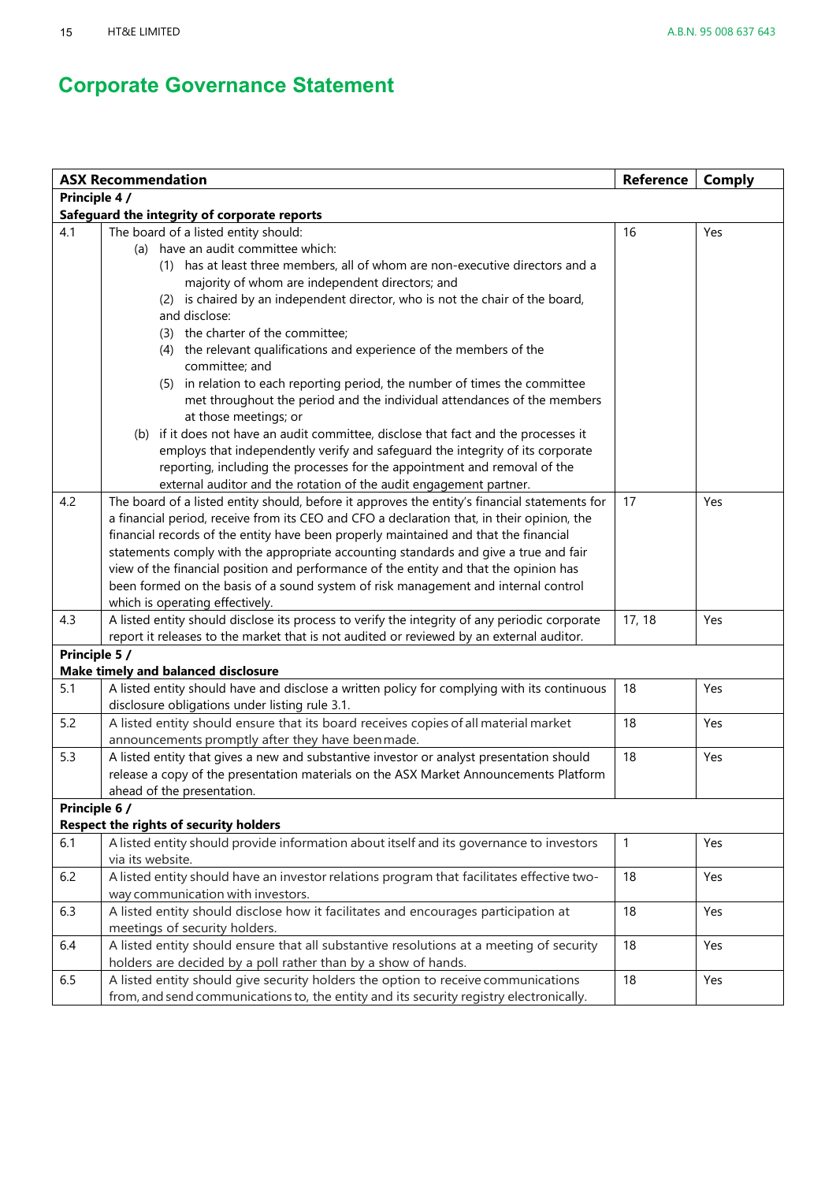# Corporate Governance Statement

| ASX Recommendation | | Reference | Comply |
|---|---|---|---|
| **Principle 4 / Safeguard the integrity of corporate reports** | | | |
| 4.1 | The board of a listed entity should:<br>(a) have an audit committee which:<br>(1) has at least three members, all of whom are non-executive directors and a majority of whom are independent directors; and<br>(2) is chaired by an independent director, who is not the chair of the board,<br>and disclose:<br>(3) the charter of the committee;<br>(4) the relevant qualifications and experience of the members of the committee; and<br>(5) in relation to each reporting period, the number of times the committee met throughout the period and the individual attendances of the members at those meetings; or<br>(b) if it does not have an audit committee, disclose that fact and the processes it employs that independently verify and safeguard the integrity of its corporate reporting, including the processes for the appointment and removal of the external auditor and the rotation of the audit engagement partner. | 16 | Yes |
| 4.2 | The board of a listed entity should, before it approves the entity's financial statements for a financial period, receive from its CEO and CFO a declaration that, in their opinion, the financial records of the entity have been properly maintained and that the financial statements comply with the appropriate accounting standards and give a true and fair view of the financial position and performance of the entity and that the opinion has been formed on the basis of a sound system of risk management and internal control which is operating effectively. | 17 | Yes |
| 4.3 | A listed entity should disclose its process to verify the integrity of any periodic corporate report it releases to the market that is not audited or reviewed by an external auditor. | 17, 18 | Yes |
| **Principle 5 / Make timely and balanced disclosure** | | | |
| 5.1 | A listed entity should have and disclose a written policy for complying with its continuous disclosure obligations under listing rule 3.1. | 18 | Yes |
| 5.2 | A listed entity should ensure that its board receives copies of all material market announcements promptly after they have been made. | 18 | Yes |
| 5.3 | A listed entity that gives a new and substantive investor or analyst presentation should release a copy of the presentation materials on the ASX Market Announcements Platform ahead of the presentation. | 18 | Yes |
| **Principle 6 / Respect the rights of security holders** | | | |
| 6.1 | A listed entity should provide information about itself and its governance to investors via its website. | 1 | Yes |
| 6.2 | A listed entity should have an investor relations program that facilitates effective two-way communication with investors. | 18 | Yes |
| 6.3 | A listed entity should disclose how it facilitates and encourages participation at meetings of security holders. | 18 | Yes |
| 6.4 | A listed entity should ensure that all substantive resolutions at a meeting of security holders are decided by a poll rather than by a show of hands. | 18 | Yes |
| 6.5 | A listed entity should give security holders the option to receive communications from, and send communications to, the entity and its security registry electronically. | 18 | Yes |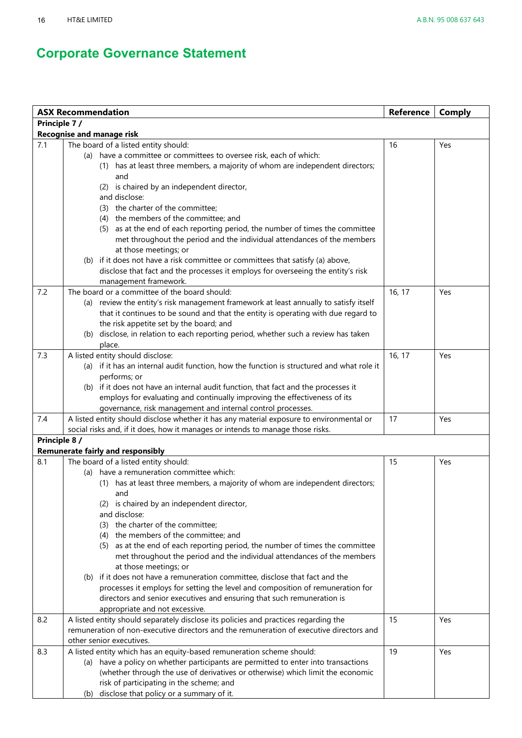# Corporate Governance Statement

| ASX Recommendation | | Reference | Comply |
| --- | --- | --- | --- |
| **Principle 7 / Recognise and manage risk** | | | |
| 7.1 | The board of a listed entity should:<br>(a) have a committee or committees to oversee risk, each of which:<br>(1) has at least three members, a majority of whom are independent directors; and<br>(2) is chaired by an independent director,<br>and disclose:<br>(3) the charter of the committee;<br>(4) the members of the committee; and<br>(5) as at the end of each reporting period, the number of times the committee met throughout the period and the individual attendances of the members at those meetings; or<br>(b) if it does not have a risk committee or committees that satisfy (a) above, disclose that fact and the processes it employs for overseeing the entity's risk management framework. | 16 | Yes |
| 7.2 | The board or a committee of the board should:<br>(a) review the entity's risk management framework at least annually to satisfy itself that it continues to be sound and that the entity is operating with due regard to the risk appetite set by the board; and<br>(b) disclose, in relation to each reporting period, whether such a review has taken place. | 16, 17 | Yes |
| 7.3 | A listed entity should disclose:<br>(a) if it has an internal audit function, how the function is structured and what role it performs; or<br>(b) if it does not have an internal audit function, that fact and the processes it employs for evaluating and continually improving the effectiveness of its governance, risk management and internal control processes. | 16, 17 | Yes |
| 7.4 | A listed entity should disclose whether it has any material exposure to environmental or social risks and, if it does, how it manages or intends to manage those risks. | 17 | Yes |
| **Principle 8 / Remunerate fairly and responsibly** | | | |
| 8.1 | The board of a listed entity should:<br>(a) have a remuneration committee which:<br>(1) has at least three members, a majority of whom are independent directors; and<br>(2) is chaired by an independent director,<br>and disclose:<br>(3) the charter of the committee;<br>(4) the members of the committee; and<br>(5) as at the end of each reporting period, the number of times the committee met throughout the period and the individual attendances of the members at those meetings; or<br>(b) if it does not have a remuneration committee, disclose that fact and the processes it employs for setting the level and composition of remuneration for directors and senior executives and ensuring that such remuneration is appropriate and not excessive. | 15 | Yes |
| 8.2 | A listed entity should separately disclose its policies and practices regarding the remuneration of non-executive directors and the remuneration of executive directors and other senior executives. | 15 | Yes |
| 8.3 | A listed entity which has an equity-based remuneration scheme should:<br>(a) have a policy on whether participants are permitted to enter into transactions (whether through the use of derivatives or otherwise) which limit the economic risk of participating in the scheme; and<br>(b) disclose that policy or a summary of it. | 19 | Yes |